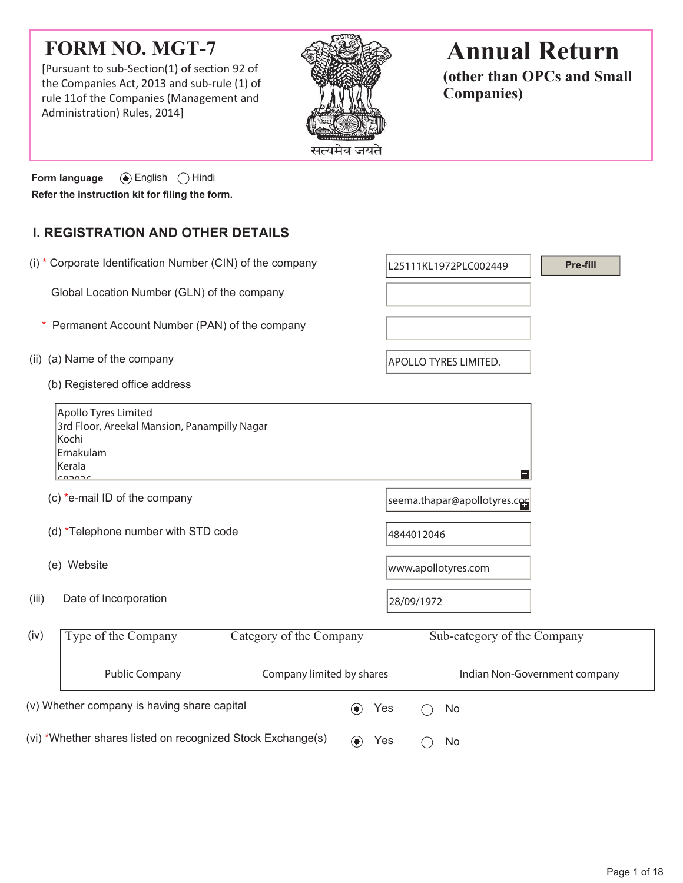# FORM NO. MGT-7

[Pursuant to sub-Section(1) of section 92 of the Companies Act, 2013 and sub-rule (1) of rule 11of the Companies (Management and Administration) Rules, 2014]

सत्यमेव जयते

# Annual Return

**(other than OPCs and Small Companies)**

**Form language** (●) English ( ) Hindi

**Refer the instruction kit for filing the form.**

## I. REGISTRATION AND OTHER DETAILS

(i) * Corporate Identification Number (CIN) of the company: L25111KL1972PLC002449 [Pre-fill]

Global Location Number (GLN) of the company:

\* Permanent Account Number (PAN) of the company:

(ii) (a) Name of the company: APOLLO TYRES LIMITED.

(b) Registered office address

Apollo Tyres Limited
3rd Floor, Areekal Mansion, Panampilly Nagar
Kochi
Ernakulam
Kerala
682036

(c) *e-mail ID of the company: seema.thapar@apollotyres.cor

(d) *Telephone number with STD code: 4844012046

(e) Website: www.apollotyres.com

(iii) Date of Incorporation: 28/09/1972

(iv)

| Type of the Company | Category of the Company | Sub-category of the Company |
|---|---|---|
| Public Company | Company limited by shares | Indian Non-Government company |

(v) Whether company is having share capital (●) Yes ( ) No

(vi) *Whether shares listed on recognized Stock Exchange(s) (●) Yes ( ) No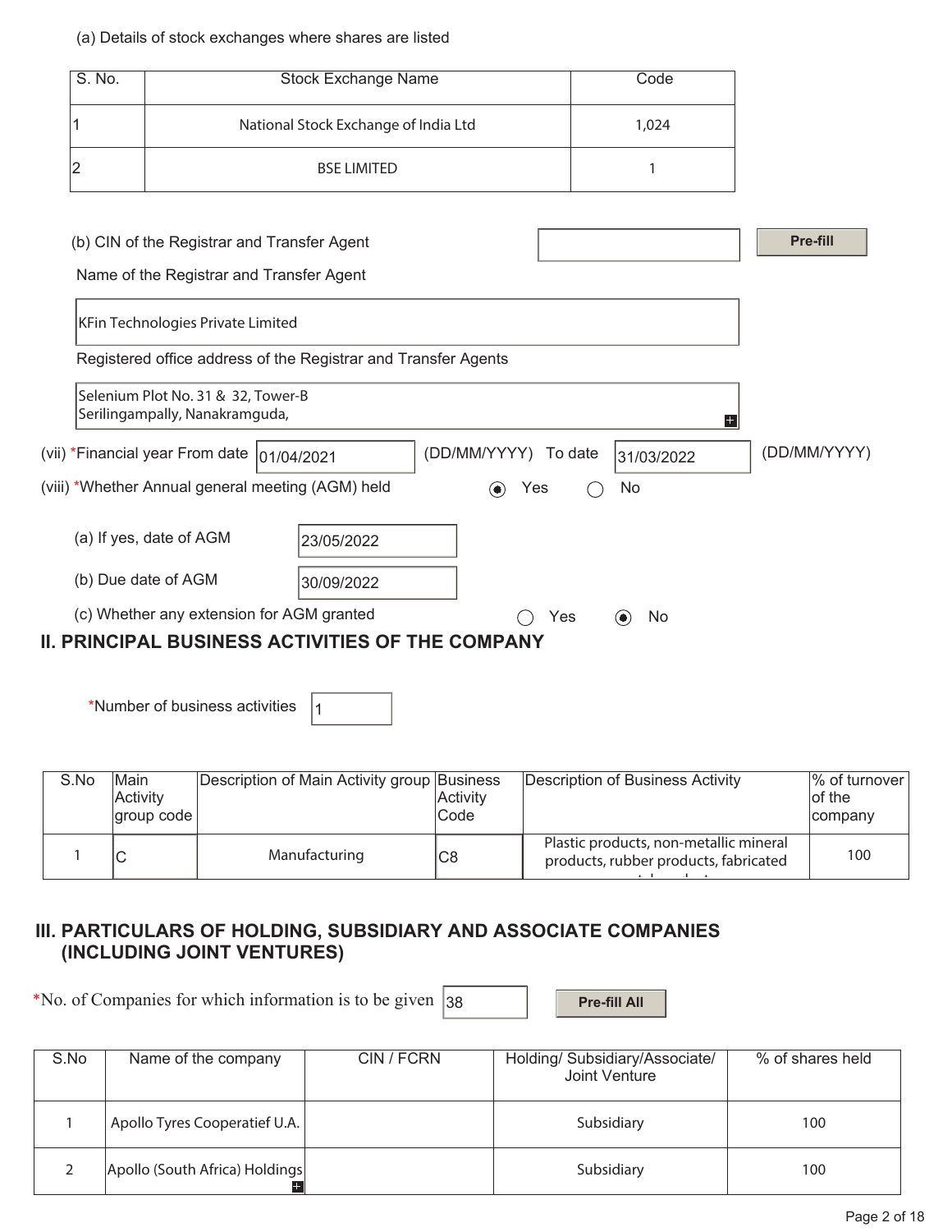(a) Details of stock exchanges where shares are listed

| S. No. | Stock Exchange Name | Code |
|---|---|---|
| 1 | National Stock Exchange of India Ltd | 1,024 |
| 2 | BSE LIMITED | 1 |

(b) CIN of the Registrar and Transfer Agent

Pre-fill

Name of the Registrar and Transfer Agent

KFin Technologies Private Limited

Registered office address of the Registrar and Transfer Agents

Selenium Plot No. 31 & 32, Tower-B
Serilingampally, Nanakramguda,

(vii) *Financial year From date 01/04/2021 (DD/MM/YYYY) To date 31/03/2022 (DD/MM/YYYY)

(viii) *Whether Annual general meeting (AGM) held ◉ Yes ◯ No

(a) If yes, date of AGM 23/05/2022

(b) Due date of AGM 30/09/2022

(c) Whether any extension for AGM granted ◯ Yes ◉ No

## II. PRINCIPAL BUSINESS ACTIVITIES OF THE COMPANY

*Number of business activities 1

| S.No | Main Activity group code | Description of Main Activity group | Business Activity Code | Description of Business Activity | % of turnover of the company |
|---|---|---|---|---|---|
| 1 | C | Manufacturing | C8 | Plastic products, non-metallic mineral products, rubber products, fabricated | 100 |

## III. PARTICULARS OF HOLDING, SUBSIDIARY AND ASSOCIATE COMPANIES (INCLUDING JOINT VENTURES)

*No. of Companies for which information is to be given 38

Pre-fill All

| S.No | Name of the company | CIN / FCRN | Holding/ Subsidiary/Associate/ Joint Venture | % of shares held |
|---|---|---|---|---|
| 1 | Apollo Tyres Cooperatief U.A. | | Subsidiary | 100 |
| 2 | Apollo (South Africa) Holdings | | Subsidiary | 100 |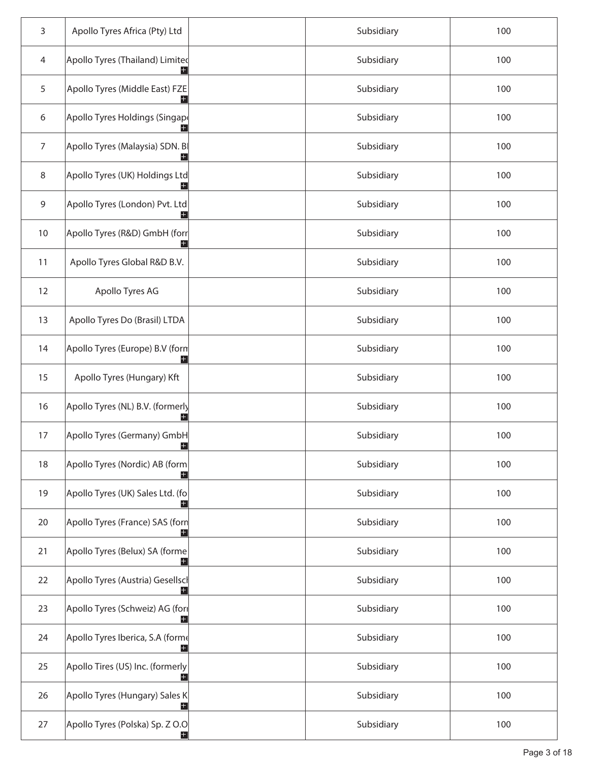| 3 | Apollo Tyres Africa (Pty) Ltd | | Subsidiary | 100 |
|---|---|---|---|---|
| 4 | Apollo Tyres (Thailand) Limited | | Subsidiary | 100 |
| 5 | Apollo Tyres (Middle East) FZE | | Subsidiary | 100 |
| 6 | Apollo Tyres Holdings (Singap | | Subsidiary | 100 |
| 7 | Apollo Tyres (Malaysia) SDN. Bl | | Subsidiary | 100 |
| 8 | Apollo Tyres (UK) Holdings Ltd | | Subsidiary | 100 |
| 9 | Apollo Tyres (London) Pvt. Ltd | | Subsidiary | 100 |
| 10 | Apollo Tyres (R&D) GmbH (forr | | Subsidiary | 100 |
| 11 | Apollo Tyres Global R&D B.V. | | Subsidiary | 100 |
| 12 | Apollo Tyres AG | | Subsidiary | 100 |
| 13 | Apollo Tyres Do (Brasil) LTDA | | Subsidiary | 100 |
| 14 | Apollo Tyres (Europe) B.V (form | | Subsidiary | 100 |
| 15 | Apollo Tyres (Hungary) Kft | | Subsidiary | 100 |
| 16 | Apollo Tyres (NL) B.V. (formerly | | Subsidiary | 100 |
| 17 | Apollo Tyres (Germany) GmbH | | Subsidiary | 100 |
| 18 | Apollo Tyres (Nordic) AB (form | | Subsidiary | 100 |
| 19 | Apollo Tyres (UK) Sales Ltd. (fo | | Subsidiary | 100 |
| 20 | Apollo Tyres (France) SAS (forn | | Subsidiary | 100 |
| 21 | Apollo Tyres (Belux) SA (forme | | Subsidiary | 100 |
| 22 | Apollo Tyres (Austria) Gesellsch | | Subsidiary | 100 |
| 23 | Apollo Tyres (Schweiz) AG (for | | Subsidiary | 100 |
| 24 | Apollo Tyres Iberica, S.A (forme | | Subsidiary | 100 |
| 25 | Apollo Tires (US) Inc. (formerly | | Subsidiary | 100 |
| 26 | Apollo Tyres (Hungary) Sales K | | Subsidiary | 100 |
| 27 | Apollo Tyres (Polska) Sp. Z O.O | | Subsidiary | 100 |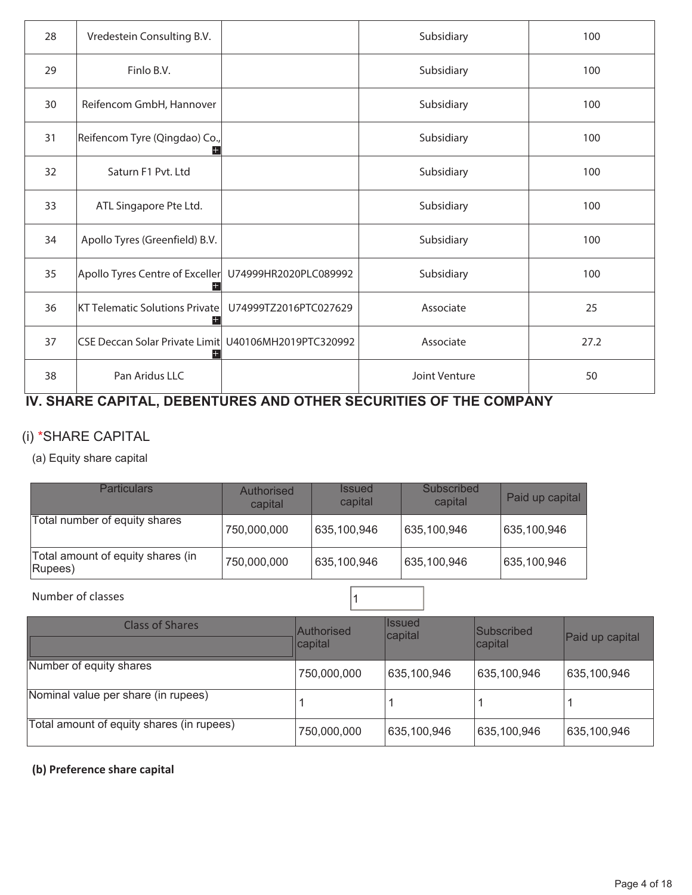| 28 | Vredestein Consulting B.V. | | Subsidiary | 100 |
|---|---|---|---|---|
| 29 | Finlo B.V. | | Subsidiary | 100 |
| 30 | Reifencom GmbH, Hannover | | Subsidiary | 100 |
| 31 | Reifencom Tyre (Qingdao) Co., | | Subsidiary | 100 |
| 32 | Saturn F1 Pvt. Ltd | | Subsidiary | 100 |
| 33 | ATL Singapore Pte Ltd. | | Subsidiary | 100 |
| 34 | Apollo Tyres (Greenfield) B.V. | | Subsidiary | 100 |
| 35 | Apollo Tyres Centre of Exceller | U74999HR2020PLC089992 | Subsidiary | 100 |
| 36 | KT Telematic Solutions Private | U74999TZ2016PTC027629 | Associate | 25 |
| 37 | CSE Deccan Solar Private Limit | U40106MH2019PTC320992 | Associate | 27.2 |
| 38 | Pan Aridus LLC | | Joint Venture | 50 |

## IV. SHARE CAPITAL, DEBENTURES AND OTHER SECURITIES OF THE COMPANY

### (i) *SHARE CAPITAL

(a) Equity share capital

| Particulars | Authorised capital | Issued capital | Subscribed capital | Paid up capital |
|---|---|---|---|---|
| Total number of equity shares | 750,000,000 | 635,100,946 | 635,100,946 | 635,100,946 |
| Total amount of equity shares (in Rupees) | 750,000,000 | 635,100,946 | 635,100,946 | 635,100,946 |

Number of classes: 1

| Class of Shares | Authorised capital | Issued capital | Subscribed capital | Paid up capital |
|---|---|---|---|---|
| Number of equity shares | 750,000,000 | 635,100,946 | 635,100,946 | 635,100,946 |
| Nominal value per share (in rupees) | 1 | 1 | 1 | 1 |
| Total amount of equity shares (in rupees) | 750,000,000 | 635,100,946 | 635,100,946 | 635,100,946 |

**(b) Preference share capital**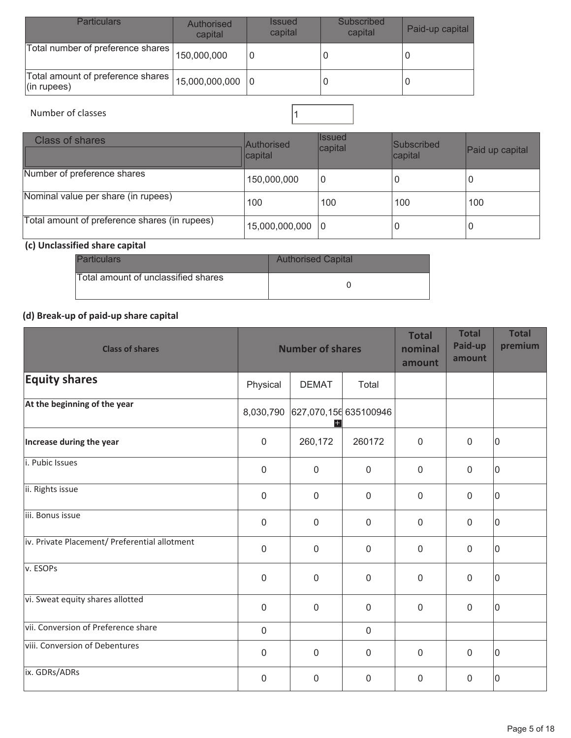| Particulars | Authorised capital | Issued capital | Subscribed capital | Paid-up capital |
|---|---|---|---|---|
| Total number of preference shares | 150,000,000 | 0 | 0 | 0 |
| Total amount of preference shares (in rupees) | 15,000,000,000 | 0 | 0 | 0 |

Number of classes: 1

| Class of shares | Authorised capital | Issued capital | Subscribed capital | Paid up capital |
|---|---|---|---|---|
| Number of preference shares | 150,000,000 | 0 | 0 | 0 |
| Nominal value per share (in rupees) | 100 | 100 | 100 | 100 |
| Total amount of preference shares (in rupees) | 15,000,000,000 | 0 | 0 | 0 |

**(c) Unclassified share capital**

| Particulars | Authorised Capital |
|---|---|
| Total amount of unclassified shares | 0 |

**(d) Break-up of paid-up share capital**

| Class of shares | Number of shares | | | Total nominal amount | Total Paid-up amount | Total premium |
|---|---|---|---|---|---|---|
| **Equity shares** | Physical | DEMAT | Total | | | |
| **At the beginning of the year** | 8,030,790 | 627,070,156 | 635100946 | | | |
| **Increase during the year** | 0 | 260,172 | 260172 | 0 | 0 | 0 |
| i. Pubic Issues | 0 | 0 | 0 | 0 | 0 | 0 |
| ii. Rights issue | 0 | 0 | 0 | 0 | 0 | 0 |
| iii. Bonus issue | 0 | 0 | 0 | 0 | 0 | 0 |
| iv. Private Placement/ Preferential allotment | 0 | 0 | 0 | 0 | 0 | 0 |
| v. ESOPs | 0 | 0 | 0 | 0 | 0 | 0 |
| vi. Sweat equity shares allotted | 0 | 0 | 0 | 0 | 0 | 0 |
| vii. Conversion of Preference share | 0 | | 0 | | | |
| viii. Conversion of Debentures | 0 | 0 | 0 | 0 | 0 | 0 |
| ix. GDRs/ADRs | 0 | 0 | 0 | 0 | 0 | 0 |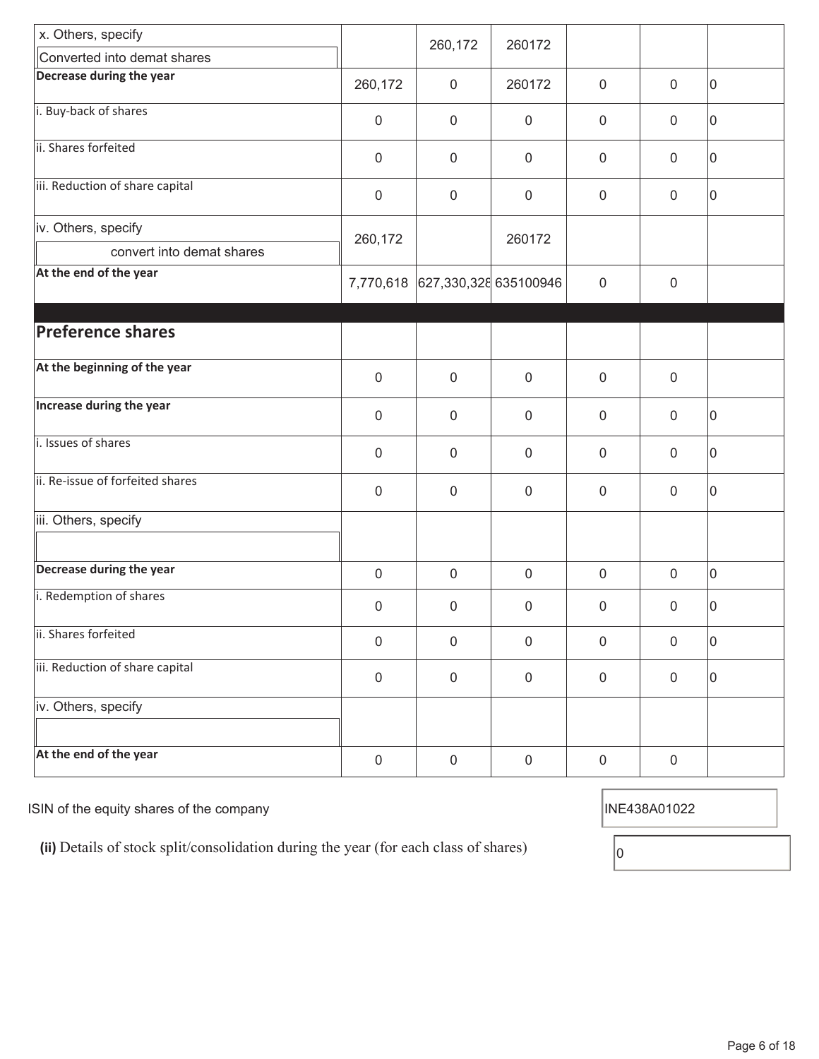| | | | | | | |
|---|---|---|---|---|---|---|
| x. Others, specify<br>Converted into demat shares | | 260,172 | 260172 | | | |
| **Decrease during the year** | 260,172 | 0 | 260172 | 0 | 0 | 0 |
| i. Buy-back of shares | 0 | 0 | 0 | 0 | 0 | 0 |
| ii. Shares forfeited | 0 | 0 | 0 | 0 | 0 | 0 |
| iii. Reduction of share capital | 0 | 0 | 0 | 0 | 0 | 0 |
| iv. Others, specify<br>convert into demat shares | 260,172 | | 260172 | | | |
| **At the end of the year** | 7,770,618 | 627,330,328 | 635100946 | 0 | 0 | |
| | | | | | | |
| **Preference shares** | | | | | | |
| **At the beginning of the year** | 0 | 0 | 0 | 0 | 0 | |
| **Increase during the year** | 0 | 0 | 0 | 0 | 0 | 0 |
| i. Issues of shares | 0 | 0 | 0 | 0 | 0 | 0 |
| ii. Re-issue of forfeited shares | 0 | 0 | 0 | 0 | 0 | 0 |
| iii. Others, specify | | | | | | |
| **Decrease during the year** | 0 | 0 | 0 | 0 | 0 | 0 |
| i. Redemption of shares | 0 | 0 | 0 | 0 | 0 | 0 |
| ii. Shares forfeited | 0 | 0 | 0 | 0 | 0 | 0 |
| iii. Reduction of share capital | 0 | 0 | 0 | 0 | 0 | 0 |
| iv. Others, specify | | | | | | |
| **At the end of the year** | 0 | 0 | 0 | 0 | 0 | |

ISIN of the equity shares of the company: INE438A01022

**(ii)** Details of stock split/consolidation during the year (for each class of shares): 0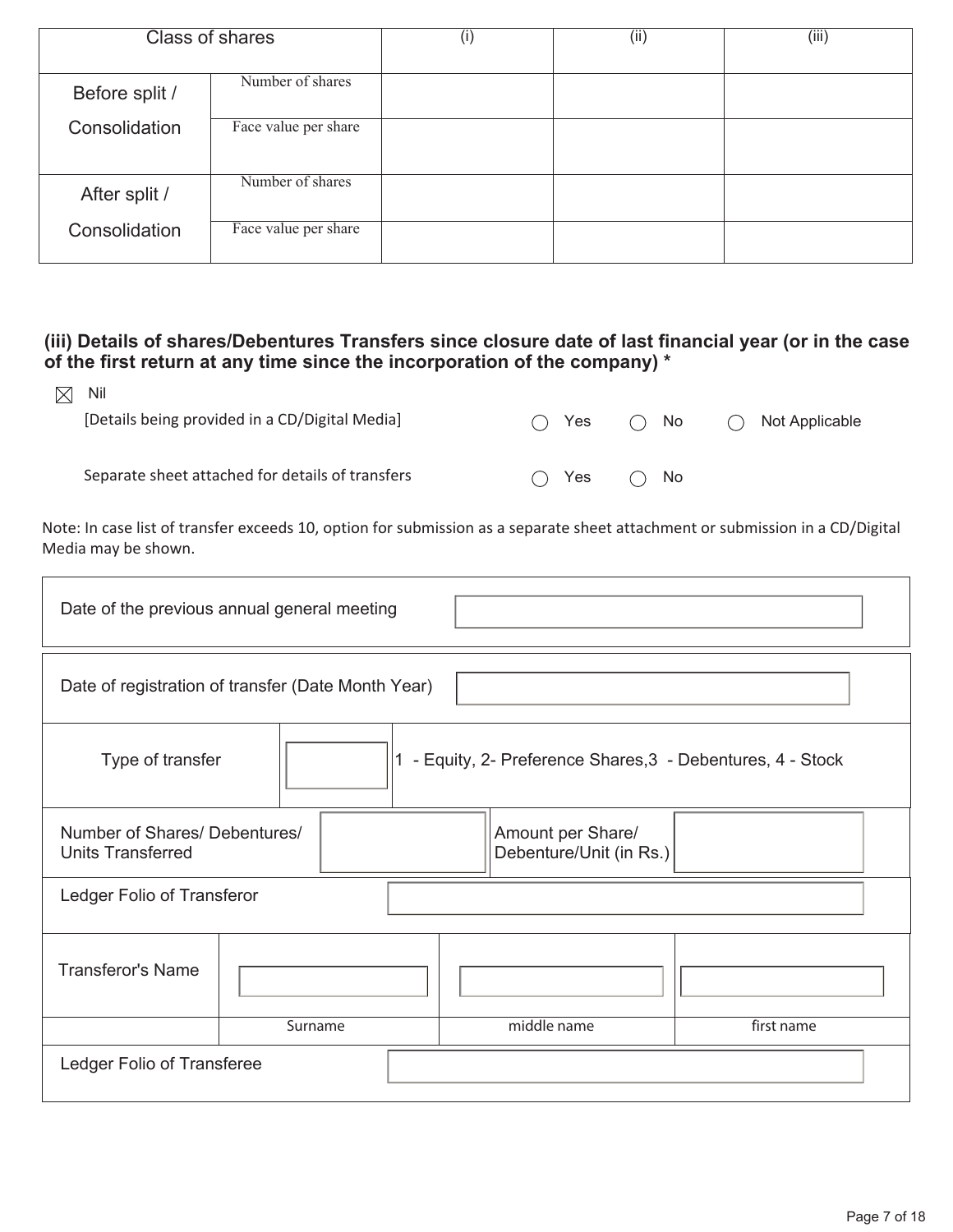| Class of shares | | (i) | (ii) | (iii) |
|---|---|---|---|---|
| Before split / Consolidation | Number of shares | | | |
| | Face value per share | | | |
| After split / Consolidation | Number of shares | | | |
| | Face value per share | | | |

### (iii) Details of shares/Debentures Transfers since closure date of last financial year (or in the case of the first return at any time since the incorporation of the company) *

☒ Nil

[Details being provided in a CD/Digital Media] ◯ Yes ◯ No ◯ Not Applicable

Separate sheet attached for details of transfers ◯ Yes ◯ No

Note: In case list of transfer exceeds 10, option for submission as a separate sheet attachment or submission in a CD/Digital Media may be shown.

| Date of the previous annual general meeting | |
|---|---|

| Date of registration of transfer (Date Month Year) | | | |
|---|---|---|---|
| Type of transfer | | 1 - Equity, 2- Preference Shares,3 - Debentures, 4 - Stock | |
| Number of Shares/ Debentures/ Units Transferred | | Amount per Share/ Debenture/Unit (in Rs.) | |
| Ledger Folio of Transferor | | | |
| Transferor's Name | | | |
| | Surname | middle name | first name |
| Ledger Folio of Transferee | | | |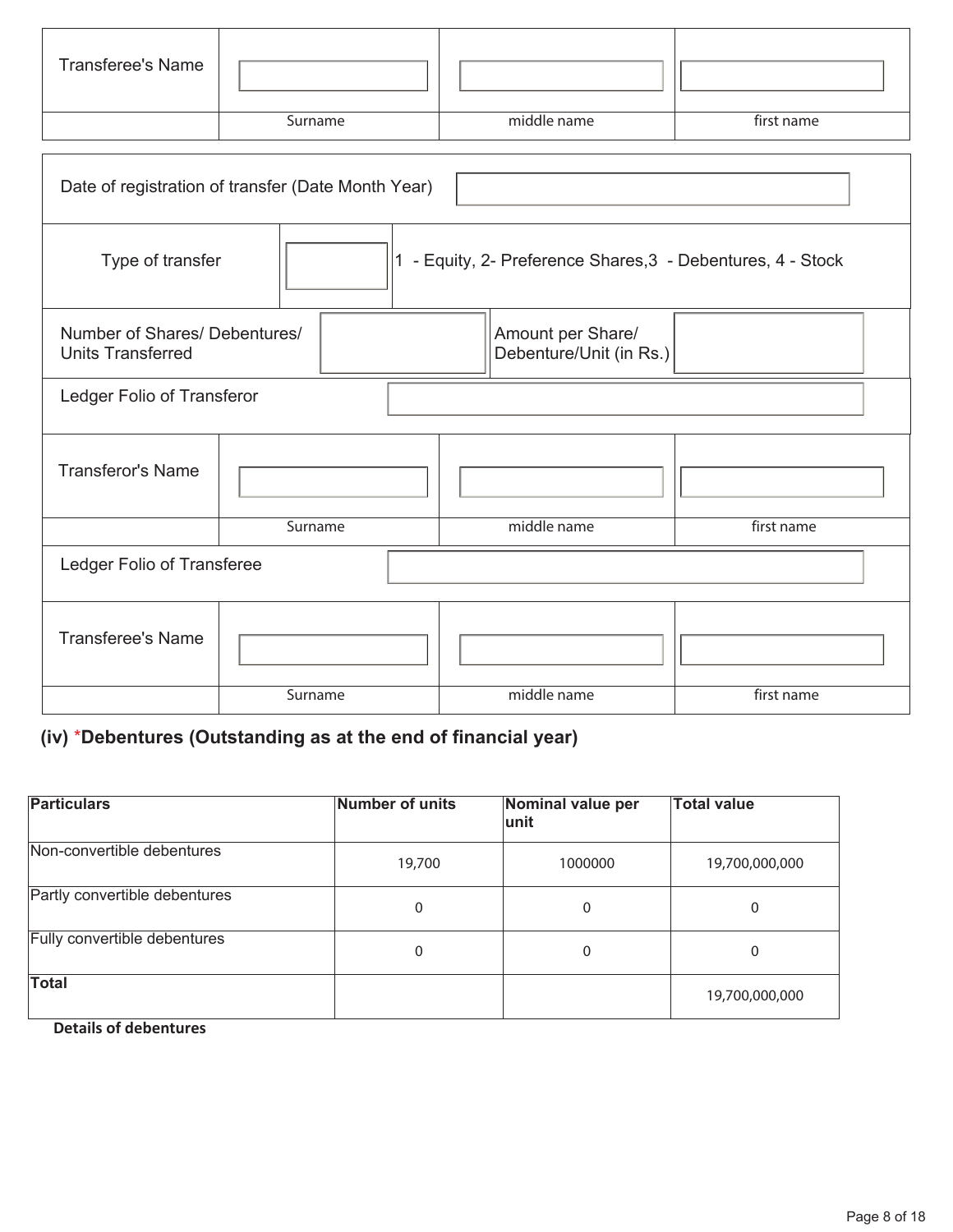| Transferee's Name | | | |
|---|---|---|---|
| | Surname | middle name | first name |

| | | | |
|---|---|---|---|
| Date of registration of transfer (Date Month Year) | | | |
| Type of transfer | | 1 - Equity, 2- Preference Shares,3 - Debentures, 4 - Stock | |
| Number of Shares/ Debentures/ Units Transferred | | Amount per Share/ Debenture/Unit (in Rs.) | |
| Ledger Folio of Transferor | | | |

| Transferor's Name | | | |
|---|---|---|---|
| | Surname | middle name | first name |

| | |
|---|---|
| Ledger Folio of Transferee | |

| Transferee's Name | | | |
|---|---|---|---|
| | Surname | middle name | first name |

### (iv) *Debentures (Outstanding as at the end of financial year)

| Particulars | Number of units | Nominal value per unit | Total value |
|---|---|---|---|
| Non-convertible debentures | 19,700 | 1000000 | 19,700,000,000 |
| Partly convertible debentures | 0 | 0 | 0 |
| Fully convertible debentures | 0 | 0 | 0 |
| **Total** | | | 19,700,000,000 |

**Details of debentures**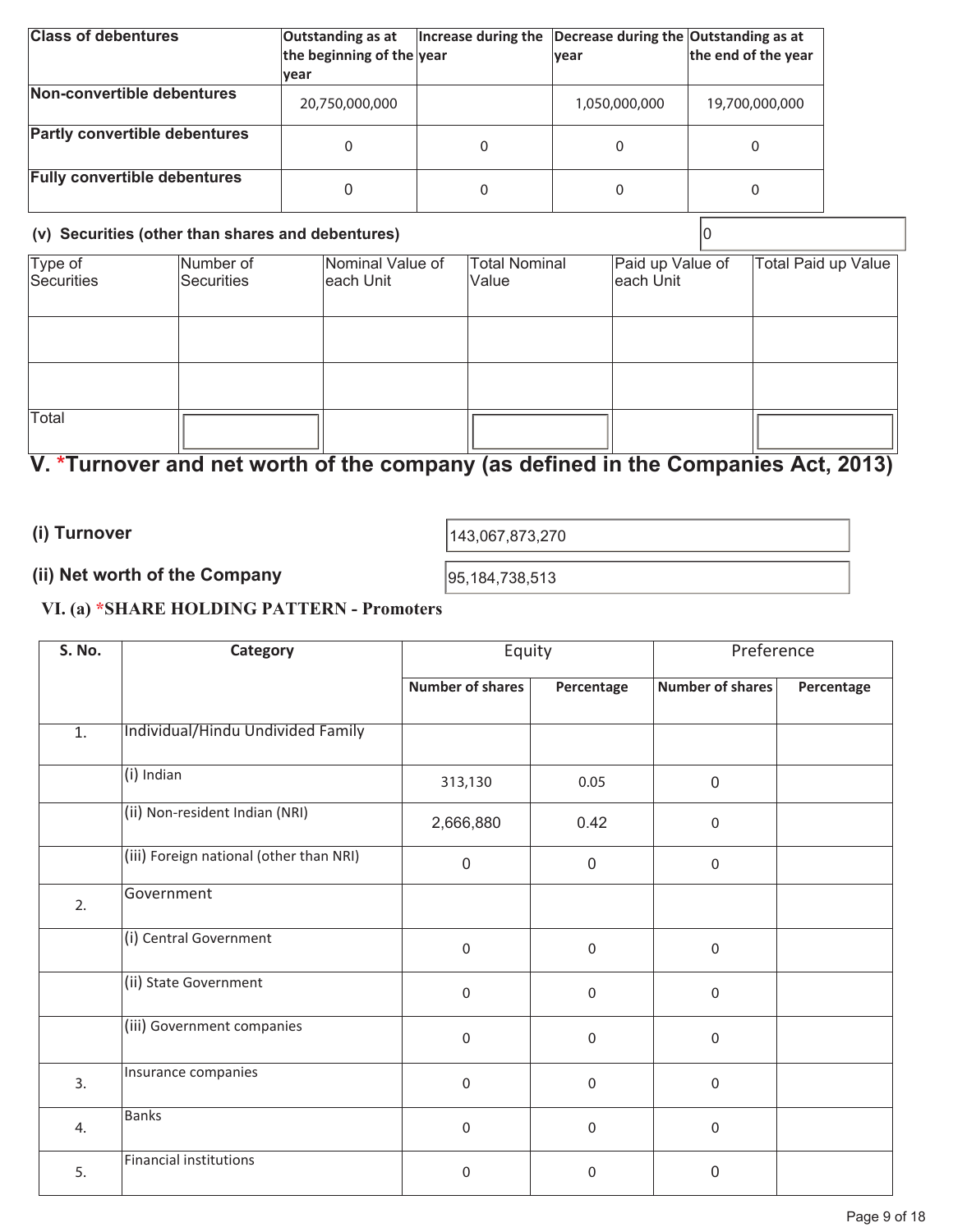| Class of debentures | Outstanding as at the beginning of the year | Increase during the year | Decrease during the year | Outstanding as at the end of the year |
|---|---|---|---|---|
| Non-convertible debentures | 20,750,000,000 | | 1,050,000,000 | 19,700,000,000 |
| Partly convertible debentures | 0 | 0 | 0 | 0 |
| Fully convertible debentures | 0 | 0 | 0 | 0 |

**(v) Securities (other than shares and debentures)** 0

| Type of Securities | Number of Securities | Nominal Value of each Unit | Total Nominal Value | Paid up Value of each Unit | Total Paid up Value |
|---|---|---|---|---|---|
| | | | | | |
| | | | | | |
| Total | | | | | |

## V. *Turnover and net worth of the company (as defined in the Companies Act, 2013)

**(i) Turnover** 143,067,873,270

**(ii) Net worth of the Company** 95,184,738,513

### VI. (a) *SHARE HOLDING PATTERN - Promoters

| S. No. | Category | Equity | | Preference | |
|---|---|---|---|---|---|
| | | Number of shares | Percentage | Number of shares | Percentage |
| 1. | Individual/Hindu Undivided Family | | | | |
| | (i) Indian | 313,130 | 0.05 | 0 | |
| | (ii) Non-resident Indian (NRI) | 2,666,880 | 0.42 | 0 | |
| | (iii) Foreign national (other than NRI) | 0 | 0 | 0 | |
| 2. | Government | | | | |
| | (i) Central Government | 0 | 0 | 0 | |
| | (ii) State Government | 0 | 0 | 0 | |
| | (iii) Government companies | 0 | 0 | 0 | |
| 3. | Insurance companies | 0 | 0 | 0 | |
| 4. | Banks | 0 | 0 | 0 | |
| 5. | Financial institutions | 0 | 0 | 0 | |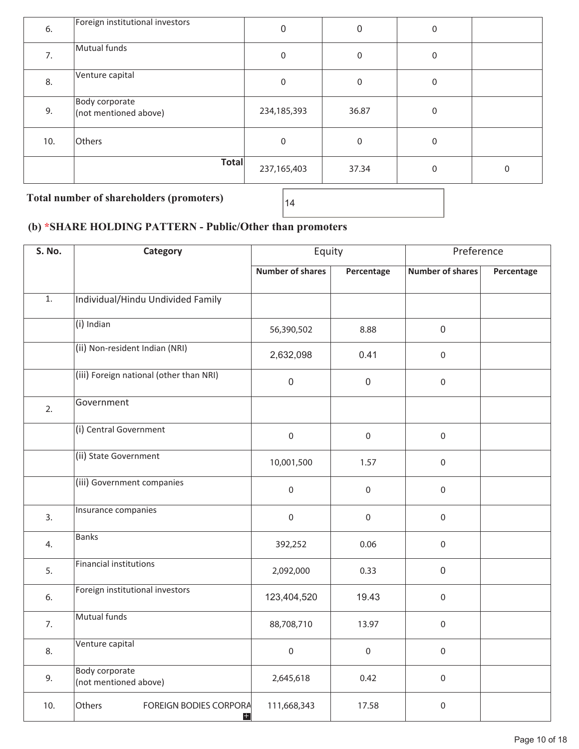| | | | | | |
|---|---|---|---|---|---|
| 6. | Foreign institutional investors | 0 | 0 | 0 | |
| 7. | Mutual funds | 0 | 0 | 0 | |
| 8. | Venture capital | 0 | 0 | 0 | |
| 9. | Body corporate (not mentioned above) | 234,185,393 | 36.87 | 0 | |
| 10. | Others | 0 | 0 | 0 | |
| | **Total** | 237,165,403 | 37.34 | 0 | 0 |

**Total number of shareholders (promoters)** 14

### (b) *SHARE HOLDING PATTERN - Public/Other than promoters

| S. No. | Category | Equity | | Preference | |
|---|---|---|---|---|---|
| | | Number of shares | Percentage | Number of shares | Percentage |
| 1. | Individual/Hindu Undivided Family | | | | |
| | (i) Indian | 56,390,502 | 8.88 | 0 | |
| | (ii) Non-resident Indian (NRI) | 2,632,098 | 0.41 | 0 | |
| | (iii) Foreign national (other than NRI) | 0 | 0 | 0 | |
| 2. | Government | | | | |
| | (i) Central Government | 0 | 0 | 0 | |
| | (ii) State Government | 10,001,500 | 1.57 | 0 | |
| | (iii) Government companies | 0 | 0 | 0 | |
| 3. | Insurance companies | 0 | 0 | 0 | |
| 4. | Banks | 392,252 | 0.06 | 0 | |
| 5. | Financial institutions | 2,092,000 | 0.33 | 0 | |
| 6. | Foreign institutional investors | 123,404,520 | 19.43 | 0 | |
| 7. | Mutual funds | 88,708,710 | 13.97 | 0 | |
| 8. | Venture capital | 0 | 0 | 0 | |
| 9. | Body corporate (not mentioned above) | 2,645,618 | 0.42 | 0 | |
| 10. | Others FOREIGN BODIES CORPORA | 111,668,343 | 17.58 | 0 | |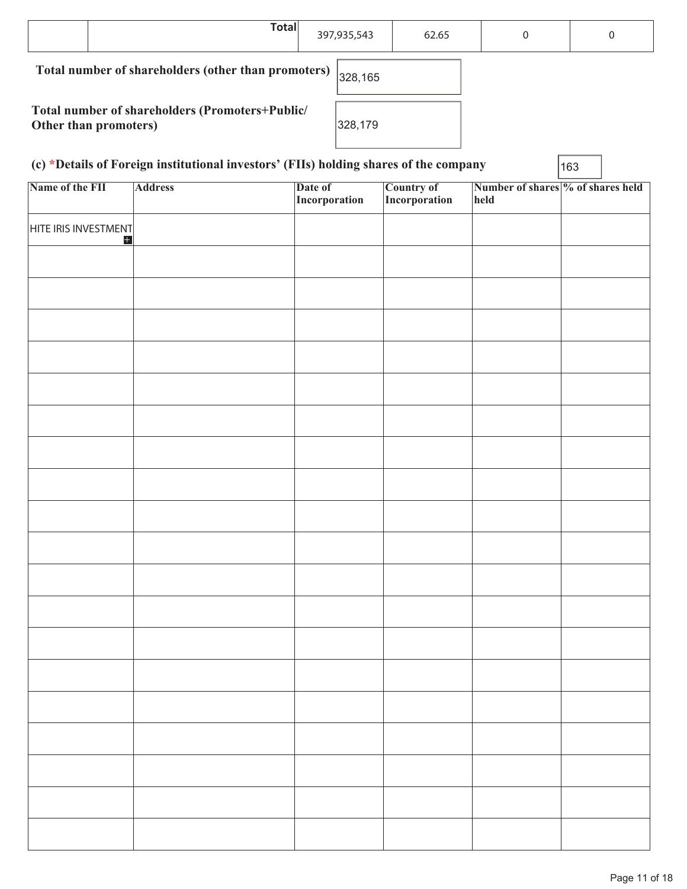| | Total | 397,935,543 | 62.65 | 0 | 0 |
|---|---|---|---|---|---|

**Total number of shareholders (other than promoters)** 328,165

**Total number of shareholders (Promoters+Public/ Other than promoters)** 328,179

**(c) *Details of Foreign institutional investors' (FIIs) holding shares of the company** 163

| Name of the FII | Address | Date of Incorporation | Country of Incorporation | Number of shares held | % of shares held |
|---|---|---|---|---|---|
| HITE IRIS INVESTMENT | | | | | |
| | | | | | |
| | | | | | |
| | | | | | |
| | | | | | |
| | | | | | |
| | | | | | |
| | | | | | |
| | | | | | |
| | | | | | |
| | | | | | |
| | | | | | |
| | | | | | |
| | | | | | |
| | | | | | |
| | | | | | |
| | | | | | |
| | | | | | |
| | | | | | |
| | | | | | |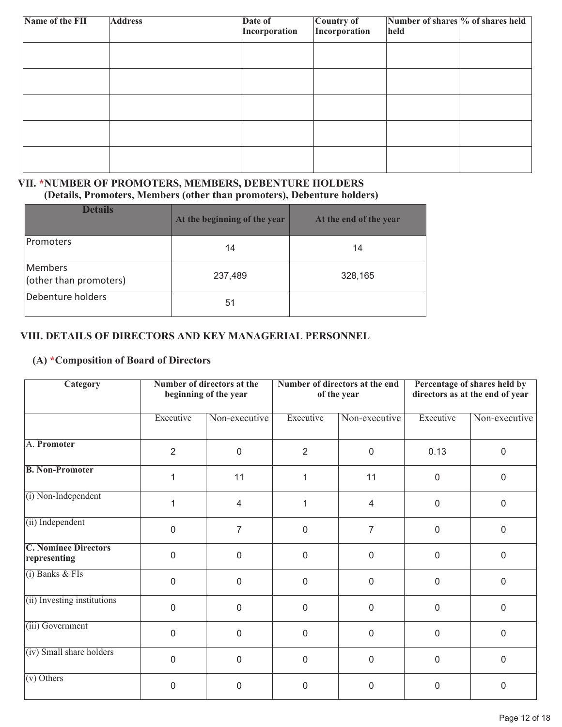| Name of the FII | Address | Date of Incorporation | Country of Incorporation | Number of shares held | % of shares held |
|---|---|---|---|---|---|
| | | | | | |
| | | | | | |
| | | | | | |
| | | | | | |
| | | | | | |

## VII. *NUMBER OF PROMOTERS, MEMBERS, DEBENTURE HOLDERS

**(Details, Promoters, Members (other than promoters), Debenture holders)**

| Details | At the beginning of the year | At the end of the year |
|---|---|---|
| Promoters | 14 | 14 |
| Members (other than promoters) | 237,489 | 328,165 |
| Debenture holders | 51 | |

## VIII. DETAILS OF DIRECTORS AND KEY MANAGERIAL PERSONNEL

### (A) *Composition of Board of Directors

| Category | Number of directors at the beginning of the year | | Number of directors at the end of the year | | Percentage of shares held by directors as at the end of year | |
|---|---|---|---|---|---|---|
| | Executive | Non-executive | Executive | Non-executive | Executive | Non-executive |
| A. **Promoter** | 2 | 0 | 2 | 0 | 0.13 | 0 |
| **B. Non-Promoter** | 1 | 11 | 1 | 11 | 0 | 0 |
| (i) Non-Independent | 1 | 4 | 1 | 4 | 0 | 0 |
| (ii) Independent | 0 | 7 | 0 | 7 | 0 | 0 |
| **C. Nominee Directors representing** | 0 | 0 | 0 | 0 | 0 | 0 |
| (i) Banks & FIs | 0 | 0 | 0 | 0 | 0 | 0 |
| (ii) Investing institutions | 0 | 0 | 0 | 0 | 0 | 0 |
| (iii) Government | 0 | 0 | 0 | 0 | 0 | 0 |
| (iv) Small share holders | 0 | 0 | 0 | 0 | 0 | 0 |
| (v) Others | 0 | 0 | 0 | 0 | 0 | 0 |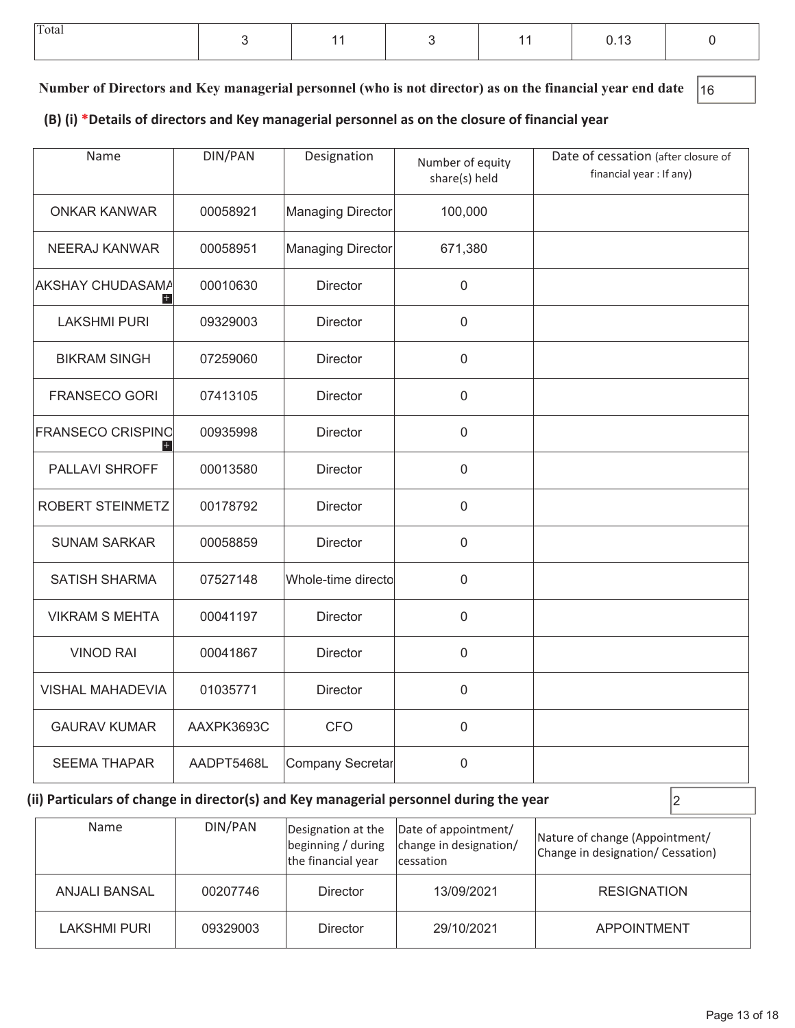| Total | 3 | 11 | 3 | 11 | 0.13 | 0 |
|---|---|---|---|---|---|---|

**Number of Directors and Key managerial personnel (who is not director) as on the financial year end date** 16

### (B) (i) *Details of directors and Key managerial personnel as on the closure of financial year

| Name | DIN/PAN | Designation | Number of equity share(s) held | Date of cessation (after closure of financial year : If any) |
|---|---|---|---|---|
| ONKAR KANWAR | 00058921 | Managing Director | 100,000 | |
| NEERAJ KANWAR | 00058951 | Managing Director | 671,380 | |
| AKSHAY CHUDASAMA | 00010630 | Director | 0 | |
| LAKSHMI PURI | 09329003 | Director | 0 | |
| BIKRAM SINGH | 07259060 | Director | 0 | |
| FRANSECO GORI | 07413105 | Director | 0 | |
| FRANSECO CRISPINO | 00935998 | Director | 0 | |
| PALLAVI SHROFF | 00013580 | Director | 0 | |
| ROBERT STEINMETZ | 00178792 | Director | 0 | |
| SUNAM SARKAR | 00058859 | Director | 0 | |
| SATISH SHARMA | 07527148 | Whole-time directo | 0 | |
| VIKRAM S MEHTA | 00041197 | Director | 0 | |
| VINOD RAI | 00041867 | Director | 0 | |
| VISHAL MAHADEVIA | 01035771 | Director | 0 | |
| GAURAV KUMAR | AAXPK3693C | CFO | 0 | |
| SEEMA THAPAR | AADPT5468L | Company Secretar | 0 | |

### (ii) Particulars of change in director(s) and Key managerial personnel during the year

2

| Name | DIN/PAN | Designation at the beginning / during the financial year | Date of appointment/ change in designation/ cessation | Nature of change (Appointment/ Change in designation/ Cessation) |
|---|---|---|---|---|
| ANJALI BANSAL | 00207746 | Director | 13/09/2021 | RESIGNATION |
| LAKSHMI PURI | 09329003 | Director | 29/10/2021 | APPOINTMENT |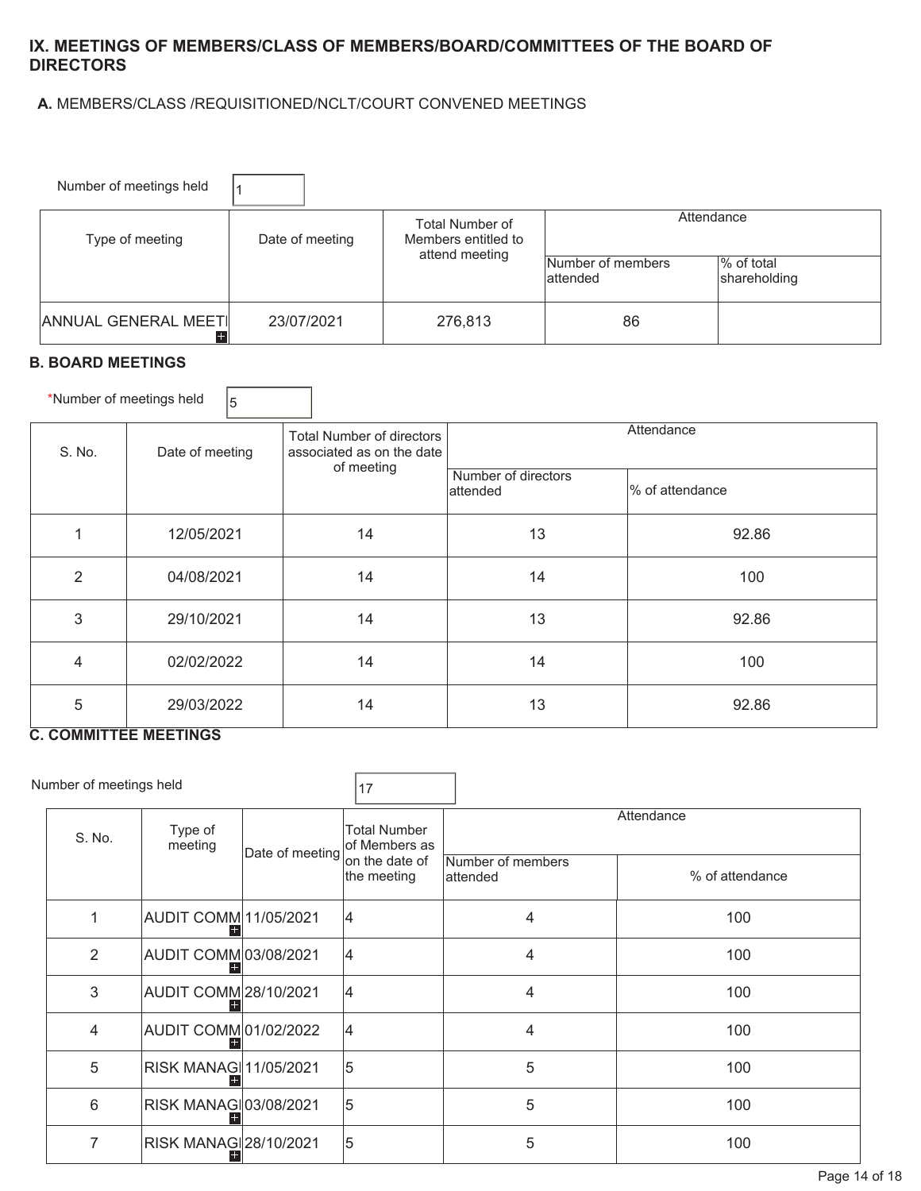## IX. MEETINGS OF MEMBERS/CLASS OF MEMBERS/BOARD/COMMITTEES OF THE BOARD OF DIRECTORS

**A.** MEMBERS/CLASS /REQUISITIONED/NCLT/COURT CONVENED MEETINGS

Number of meetings held: 1

| Type of meeting | Date of meeting | Total Number of Members entitled to attend meeting | Attendance | |
|---|---|---|---|---|
| | | | Number of members attended | % of total shareholding |
| ANNUAL GENERAL MEETI | 23/07/2021 | 276,813 | 86 | |

### B. BOARD MEETINGS

*Number of meetings held: 5

| S. No. | Date of meeting | Total Number of directors associated as on the date of meeting | Attendance | |
|---|---|---|---|---|
| | | | Number of directors attended | % of attendance |
| 1 | 12/05/2021 | 14 | 13 | 92.86 |
| 2 | 04/08/2021 | 14 | 14 | 100 |
| 3 | 29/10/2021 | 14 | 13 | 92.86 |
| 4 | 02/02/2022 | 14 | 14 | 100 |
| 5 | 29/03/2022 | 14 | 13 | 92.86 |

### C. COMMITTEE MEETINGS

Number of meetings held: 17

| S. No. | Type of meeting | Date of meeting | Total Number of Members as on the date of the meeting | Attendance | |
|---|---|---|---|---|---|
| | | | | Number of members attended | % of attendance |
| 1 | AUDIT COMM | 11/05/2021 | 4 | 4 | 100 |
| 2 | AUDIT COMM | 03/08/2021 | 4 | 4 | 100 |
| 3 | AUDIT COMM | 28/10/2021 | 4 | 4 | 100 |
| 4 | AUDIT COMM | 01/02/2022 | 4 | 4 | 100 |
| 5 | RISK MANAGI | 11/05/2021 | 5 | 5 | 100 |
| 6 | RISK MANAGI | 03/08/2021 | 5 | 5 | 100 |
| 7 | RISK MANAGI | 28/10/2021 | 5 | 5 | 100 |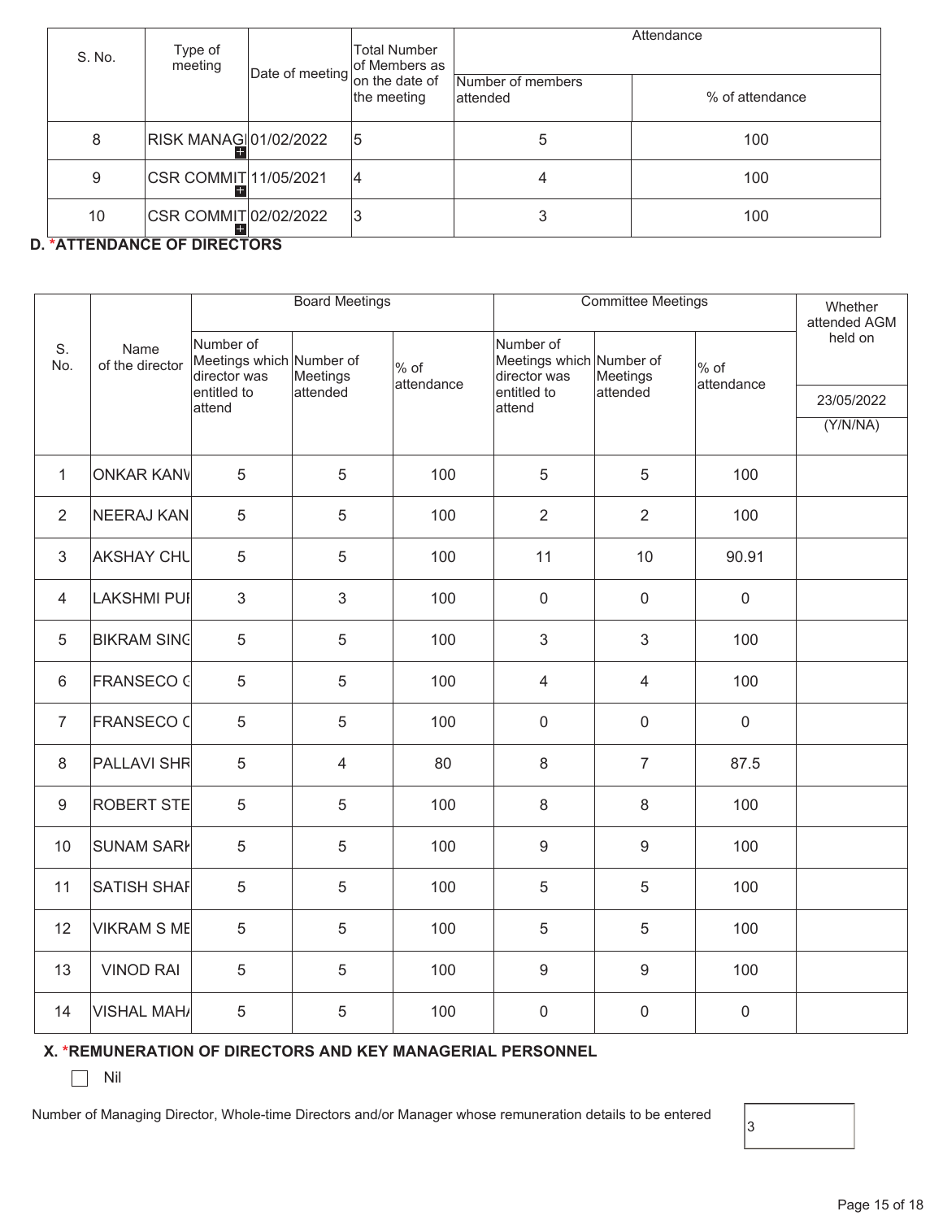| S. No. | Type of meeting | Date of meeting | Total Number of Members as on the date of the meeting | Attendance | |
|---|---|---|---|---|---|
| | | | | Number of members attended | % of attendance |
| 8 | RISK MANAGI | 01/02/2022 | 5 | 5 | 100 |
| 9 | CSR COMMIT | 11/05/2021 | 4 | 4 | 100 |
| 10 | CSR COMMIT | 02/02/2022 | 3 | 3 | 100 |

**D. *ATTENDANCE OF DIRECTORS**

| S. No. | Name of the director | Board Meetings | | | Committee Meetings | | | Whether attended AGM held on |
|---|---|---|---|---|---|---|---|---|
| | | Number of Meetings which director was entitled to attend | Number of Meetings attended | % of attendance | Number of Meetings which director was entitled to attend | Number of Meetings attended | % of attendance | 23/05/2022 (Y/N/NA) |
| 1 | ONKAR KANV | 5 | 5 | 100 | 5 | 5 | 100 | |
| 2 | NEERAJ KAN | 5 | 5 | 100 | 2 | 2 | 100 | |
| 3 | AKSHAY CHU | 5 | 5 | 100 | 11 | 10 | 90.91 | |
| 4 | LAKSHMI PUI | 3 | 3 | 100 | 0 | 0 | 0 | |
| 5 | BIKRAM SING | 5 | 5 | 100 | 3 | 3 | 100 | |
| 6 | FRANSECO C | 5 | 5 | 100 | 4 | 4 | 100 | |
| 7 | FRANSECO C | 5 | 5 | 100 | 0 | 0 | 0 | |
| 8 | PALLAVI SHR | 5 | 4 | 80 | 8 | 7 | 87.5 | |
| 9 | ROBERT STE | 5 | 5 | 100 | 8 | 8 | 100 | |
| 10 | SUNAM SARK | 5 | 5 | 100 | 9 | 9 | 100 | |
| 11 | SATISH SHAF | 5 | 5 | 100 | 5 | 5 | 100 | |
| 12 | VIKRAM S ME | 5 | 5 | 100 | 5 | 5 | 100 | |
| 13 | VINOD RAI | 5 | 5 | 100 | 9 | 9 | 100 | |
| 14 | VISHAL MAH | 5 | 5 | 100 | 0 | 0 | 0 | |

**X. *REMUNERATION OF DIRECTORS AND KEY MANAGERIAL PERSONNEL**

☐ Nil

Number of Managing Director, Whole-time Directors and/or Manager whose remuneration details to be entered: 3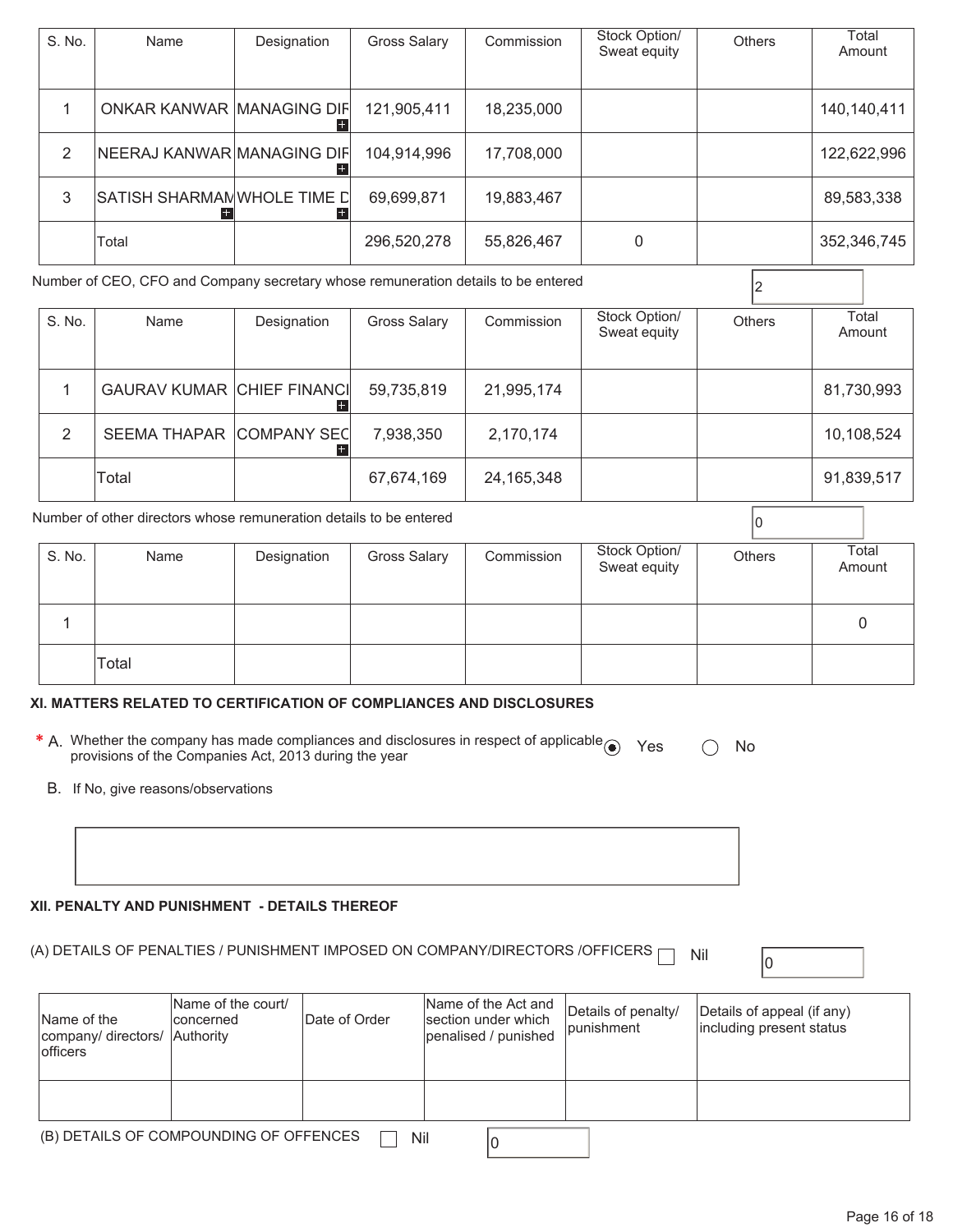| S. No. | Name | Designation | Gross Salary | Commission | Stock Option/ Sweat equity | Others | Total Amount |
|---|---|---|---|---|---|---|---|
| 1 | ONKAR KANWAR | MANAGING DIF | 121,905,411 | 18,235,000 | | | 140,140,411 |
| 2 | NEERAJ KANWAR | MANAGING DIF | 104,914,996 | 17,708,000 | | | 122,622,996 |
| 3 | SATISH SHARMAN | WHOLE TIME D | 69,699,871 | 19,883,467 | | | 89,583,338 |
| | Total | | 296,520,278 | 55,826,467 | 0 | | 352,346,745 |

Number of CEO, CFO and Company secretary whose remuneration details to be entered: 2

| S. No. | Name | Designation | Gross Salary | Commission | Stock Option/ Sweat equity | Others | Total Amount |
|---|---|---|---|---|---|---|---|
| 1 | GAURAV KUMAR | CHIEF FINANCI | 59,735,819 | 21,995,174 | | | 81,730,993 |
| 2 | SEEMA THAPAR | COMPANY SEC | 7,938,350 | 2,170,174 | | | 10,108,524 |
| | Total | | 67,674,169 | 24,165,348 | | | 91,839,517 |

Number of other directors whose remuneration details to be entered: 0

| S. No. | Name | Designation | Gross Salary | Commission | Stock Option/ Sweat equity | Others | Total Amount |
|---|---|---|---|---|---|---|---|
| 1 | | | | | | | 0 |
| | Total | | | | | | |

### XI. MATTERS RELATED TO CERTIFICATION OF COMPLIANCES AND DISCLOSURES

* A. Whether the company has made compliances and disclosures in respect of applicable provisions of the Companies Act, 2013 during the year (●) Yes ( ) No

B. If No, give reasons/observations

### XII. PENALTY AND PUNISHMENT - DETAILS THEREOF

(A) DETAILS OF PENALTIES / PUNISHMENT IMPOSED ON COMPANY/DIRECTORS /OFFICERS ☐ Nil 0

| Name of the company/ directors/ officers | Name of the court/ concerned Authority | Date of Order | Name of the Act and section under which penalised / punished | Details of penalty/ punishment | Details of appeal (if any) including present status |
|---|---|---|---|---|---|
| | | | | | |

(B) DETAILS OF COMPOUNDING OF OFFENCES ☐ Nil 0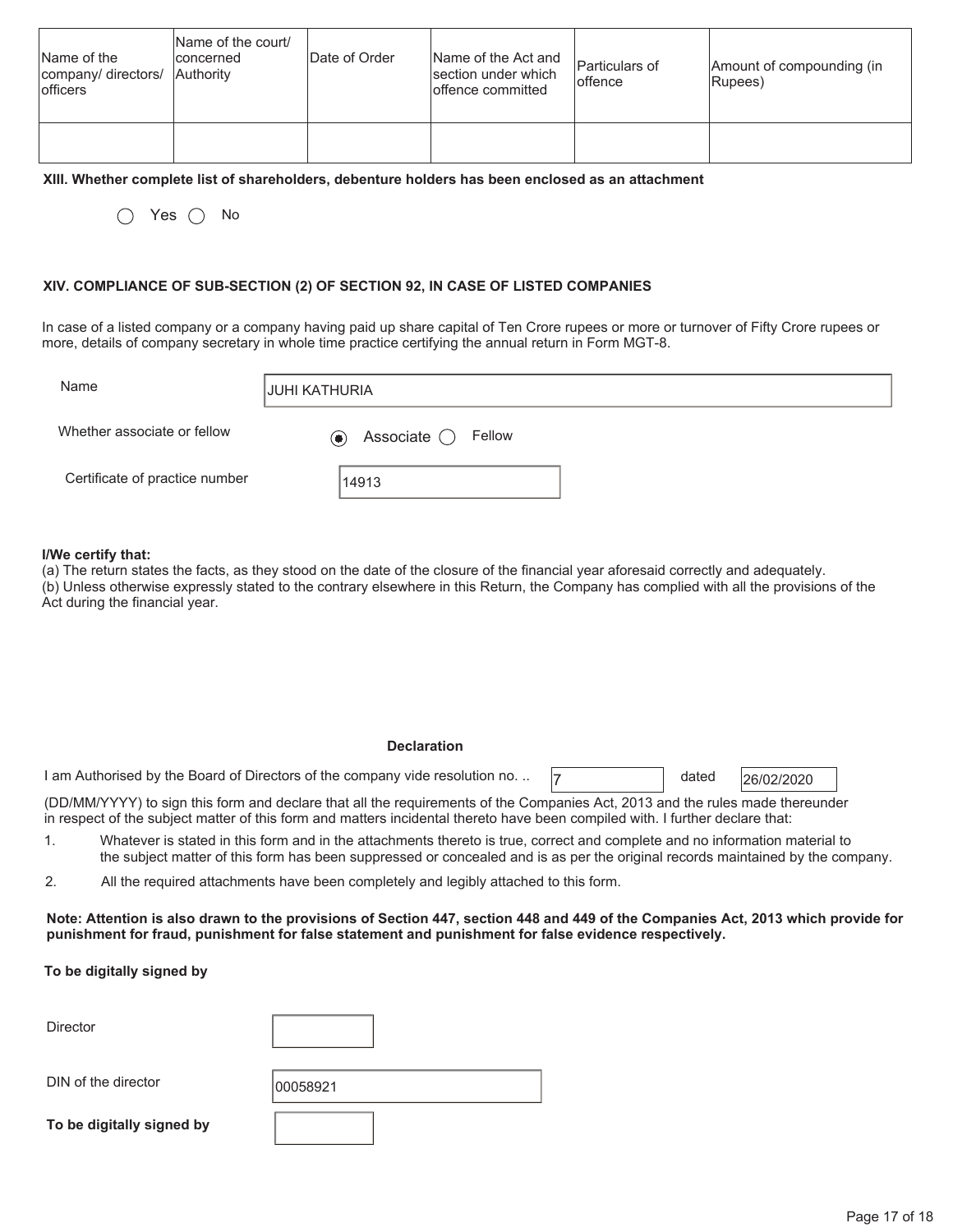| Name of the company/ directors/ officers | Name of the court/ concerned Authority | Date of Order | Name of the Act and section under which offence committed | Particulars of offence | Amount of compounding (in Rupees) |
|---|---|---|---|---|---|
| | | | | | |

**XIII. Whether complete list of shareholders, debenture holders has been enclosed as an attachment**

○ Yes ○ No

**XIV. COMPLIANCE OF SUB-SECTION (2) OF SECTION 92, IN CASE OF LISTED COMPANIES**

In case of a listed company or a company having paid up share capital of Ten Crore rupees or more or turnover of Fifty Crore rupees or more, details of company secretary in whole time practice certifying the annual return in Form MGT-8.

Name: JUHI KATHURIA

Whether associate or fellow: ◉ Associate ○ Fellow

Certificate of practice number: 14913

**I/We certify that:**

(a) The return states the facts, as they stood on the date of the closure of the financial year aforesaid correctly and adequately.

(b) Unless otherwise expressly stated to the contrary elsewhere in this Return, the Company has complied with all the provisions of the Act during the financial year.

**Declaration**

I am Authorised by the Board of Directors of the company vide resolution no. .. 7 dated 26/02/2020 (DD/MM/YYYY) to sign this form and declare that all the requirements of the Companies Act, 2013 and the rules made thereunder in respect of the subject matter of this form and matters incidental thereto have been compiled with. I further declare that:

1. Whatever is stated in this form and in the attachments thereto is true, correct and complete and no information material to the subject matter of this form has been suppressed or concealed and is as per the original records maintained by the company.
2. All the required attachments have been completely and legibly attached to this form.

**Note: Attention is also drawn to the provisions of Section 447, section 448 and 449 of the Companies Act, 2013 which provide for punishment for fraud, punishment for false statement and punishment for false evidence respectively.**

**To be digitally signed by**

Director:

DIN of the director: 00058921

**To be digitally signed by**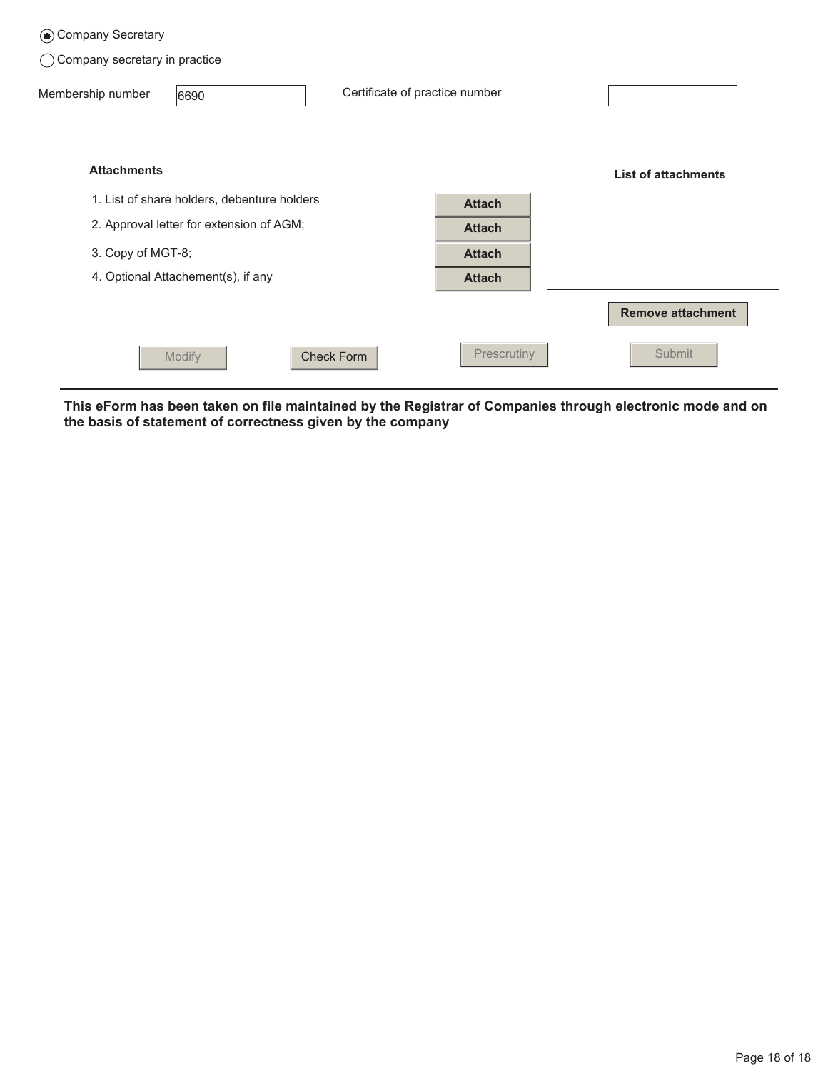(●) Company Secretary

( ) Company secretary in practice

| | | | |
|---|---|---|---|
| Membership number | 6690 | Certificate of practice number | |

**Attachments**

1. List of share holders, debenture holders — Attach
2. Approval letter for extension of AGM; — Attach
3. Copy of MGT-8; — Attach
4. Optional Attachement(s), if any — Attach

**List of attachments**

Remove attachment

Modify | Check Form | Prescrutiny | Submit

**This eForm has been taken on file maintained by the Registrar of Companies through electronic mode and on the basis of statement of correctness given by the company**